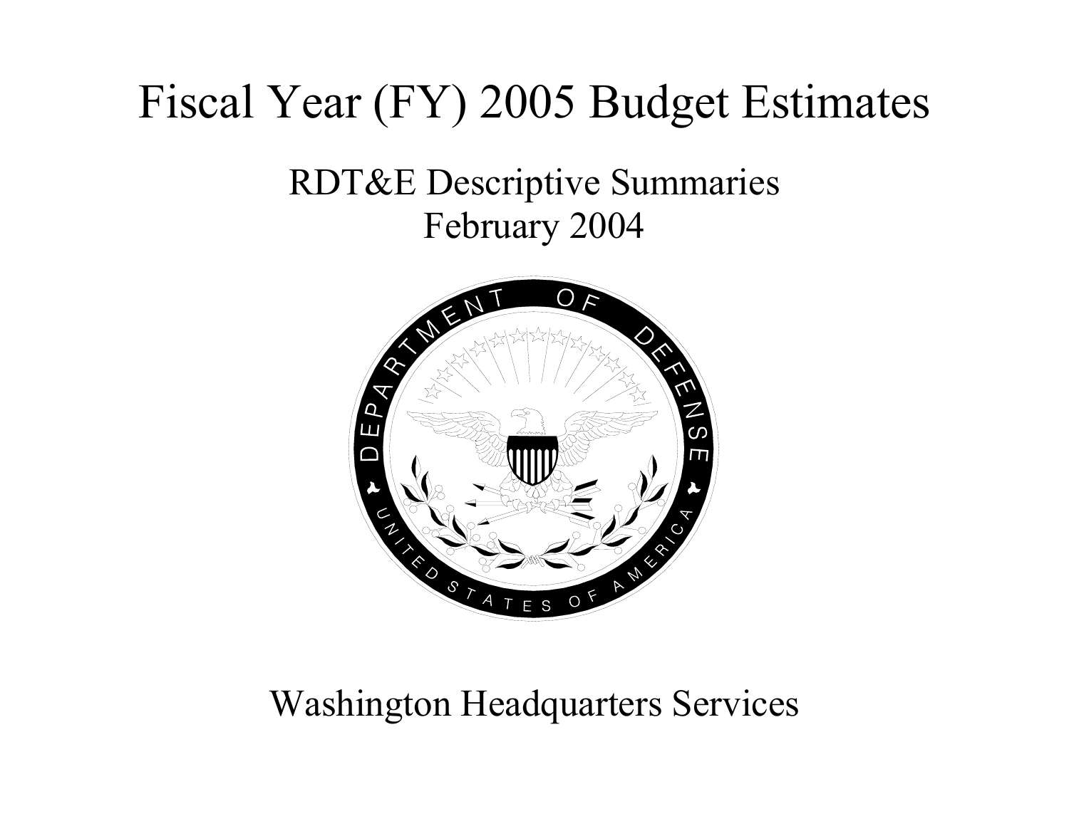# Fiscal Year (FY) 2005 Budget Estimates

## RDT&E Descriptive Summaries
## February 2004

Washington Headquarters Services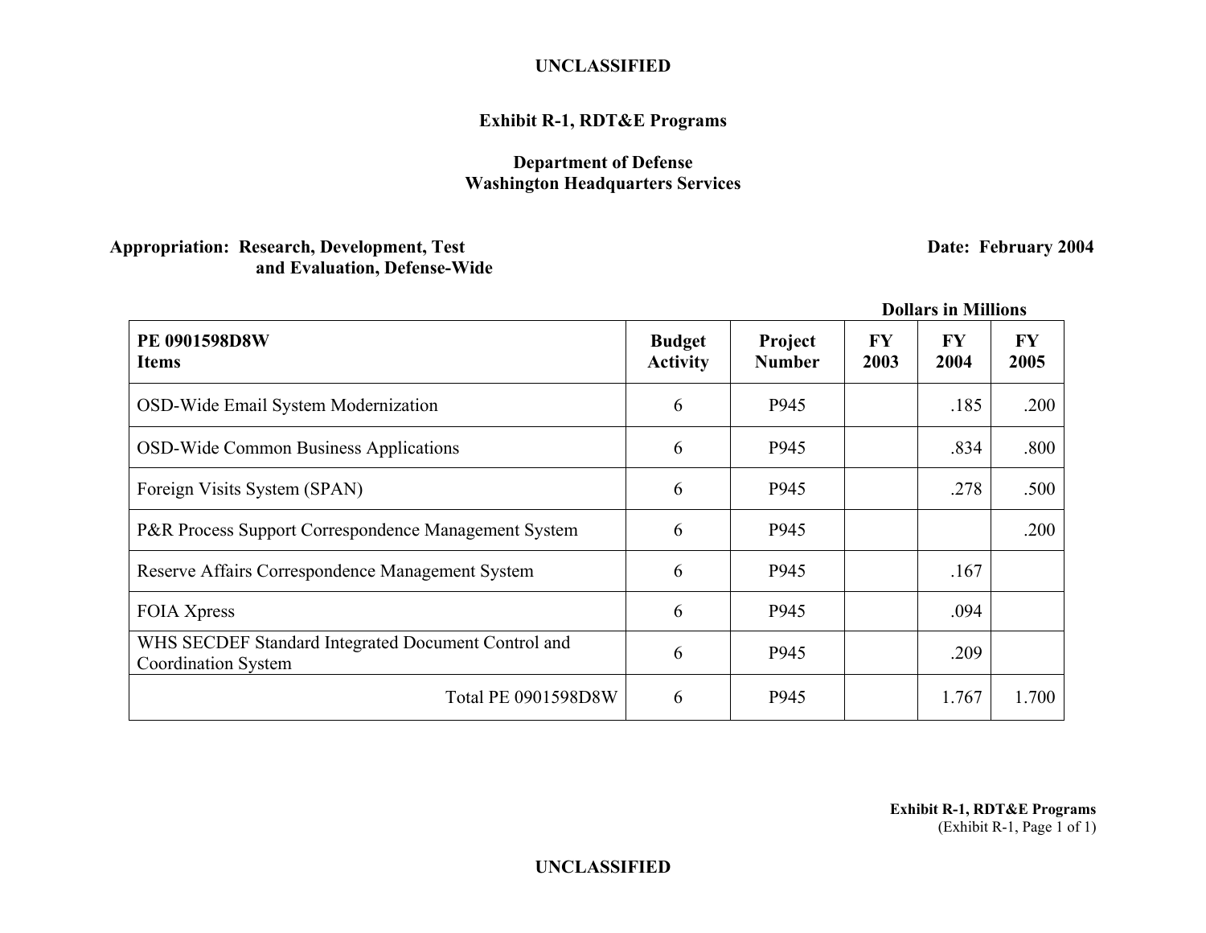**UNCLASSIFIED**

**Exhibit R-1, RDT&E Programs**

**Department of Defense**
**Washington Headquarters Services**

**Appropriation: Research, Development, Test and Evaluation, Defense-Wide**

**Date: February 2004**

**Dollars in Millions**

| PE 0901598D8W Items | Budget Activity | Project Number | FY 2003 | FY 2004 | FY 2005 |
|---|---|---|---|---|---|
| OSD-Wide Email System Modernization | 6 | P945 | | .185 | .200 |
| OSD-Wide Common Business Applications | 6 | P945 | | .834 | .800 |
| Foreign Visits System (SPAN) | 6 | P945 | | .278 | .500 |
| P&R Process Support Correspondence Management System | 6 | P945 | | | .200 |
| Reserve Affairs Correspondence Management System | 6 | P945 | | .167 | |
| FOIA Xpress | 6 | P945 | | .094 | |
| WHS SECDEF Standard Integrated Document Control and Coordination System | 6 | P945 | | .209 | |
| Total PE 0901598D8W | 6 | P945 | | 1.767 | 1.700 |

**Exhibit R-1, RDT&E Programs**
(Exhibit R-1, Page 1 of 1)

**UNCLASSIFIED**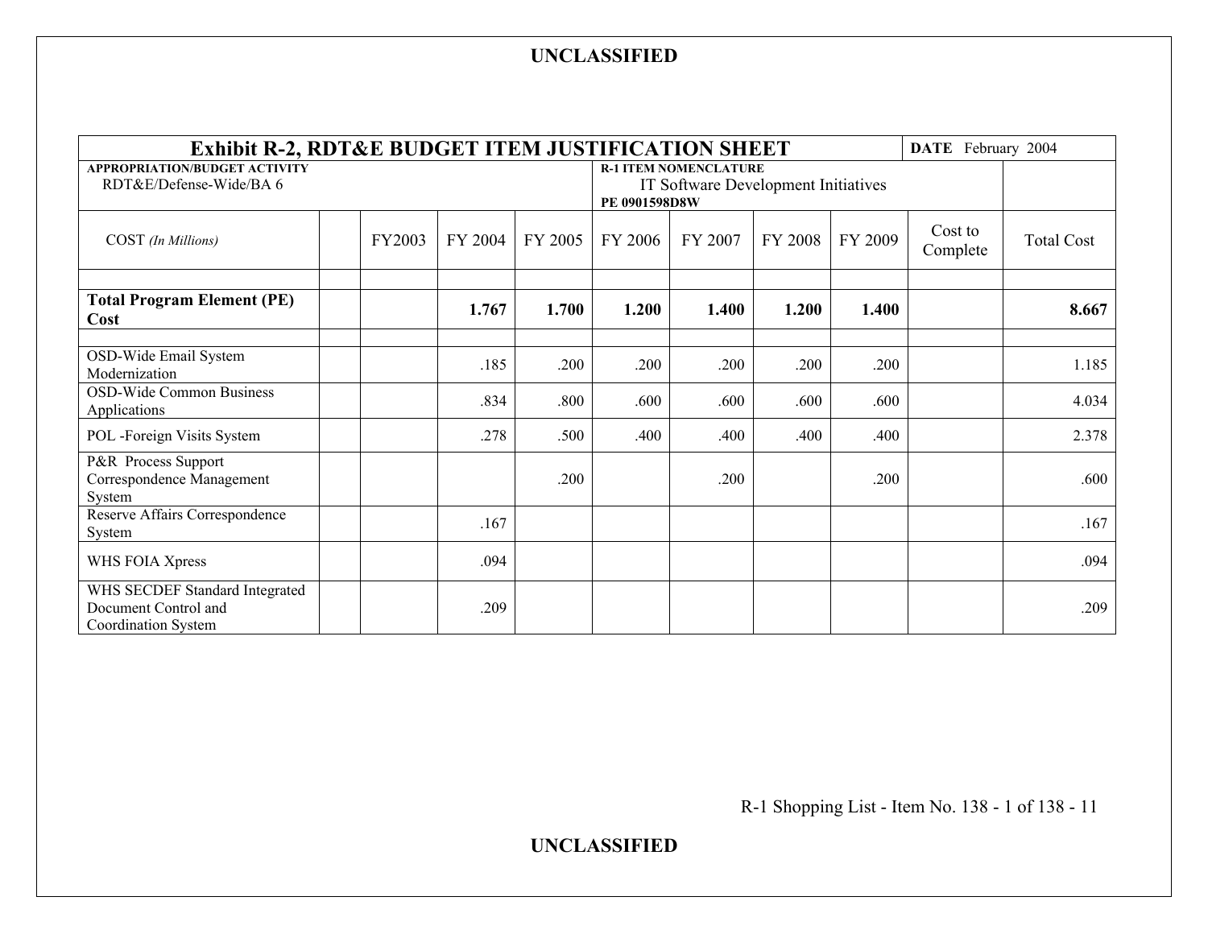UNCLASSIFIED

| Exhibit R-2, RDT&E BUDGET ITEM JUSTIFICATION SHEET | | | | | | | | | | DATE February 2004 |
|---|---|---|---|---|---|---|---|---|---|---|
| APPROPRIATION/BUDGET ACTIVITY<br>RDT&E/Defense-Wide/BA 6 | | | | | R-1 ITEM NOMENCLATURE<br>IT Software Development Initiatives<br>PE 0901598D8W | | | | | |
| COST *(In Millions)* | | FY2003 | FY 2004 | FY 2005 | FY 2006 | FY 2007 | FY 2008 | FY 2009 | Cost to Complete | Total Cost |
| | | | | | | | | | | |
| **Total Program Element (PE) Cost** | | | **1.767** | **1.700** | **1.200** | **1.400** | **1.200** | **1.400** | | **8.667** |
| | | | | | | | | | | |
| OSD-Wide Email System Modernization | | | .185 | .200 | .200 | .200 | .200 | .200 | | 1.185 |
| OSD-Wide Common Business Applications | | | .834 | .800 | .600 | .600 | .600 | .600 | | 4.034 |
| POL -Foreign Visits System | | | .278 | .500 | .400 | .400 | .400 | .400 | | 2.378 |
| P&R Process Support Correspondence Management System | | | | .200 | | .200 | | .200 | | .600 |
| Reserve Affairs Correspondence System | | | .167 | | | | | | | .167 |
| WHS FOIA Xpress | | | .094 | | | | | | | .094 |
| WHS SECDEF Standard Integrated Document Control and Coordination System | | | .209 | | | | | | | .209 |

R-1 Shopping List - Item No. 138 - 1 of 138 - 11

UNCLASSIFIED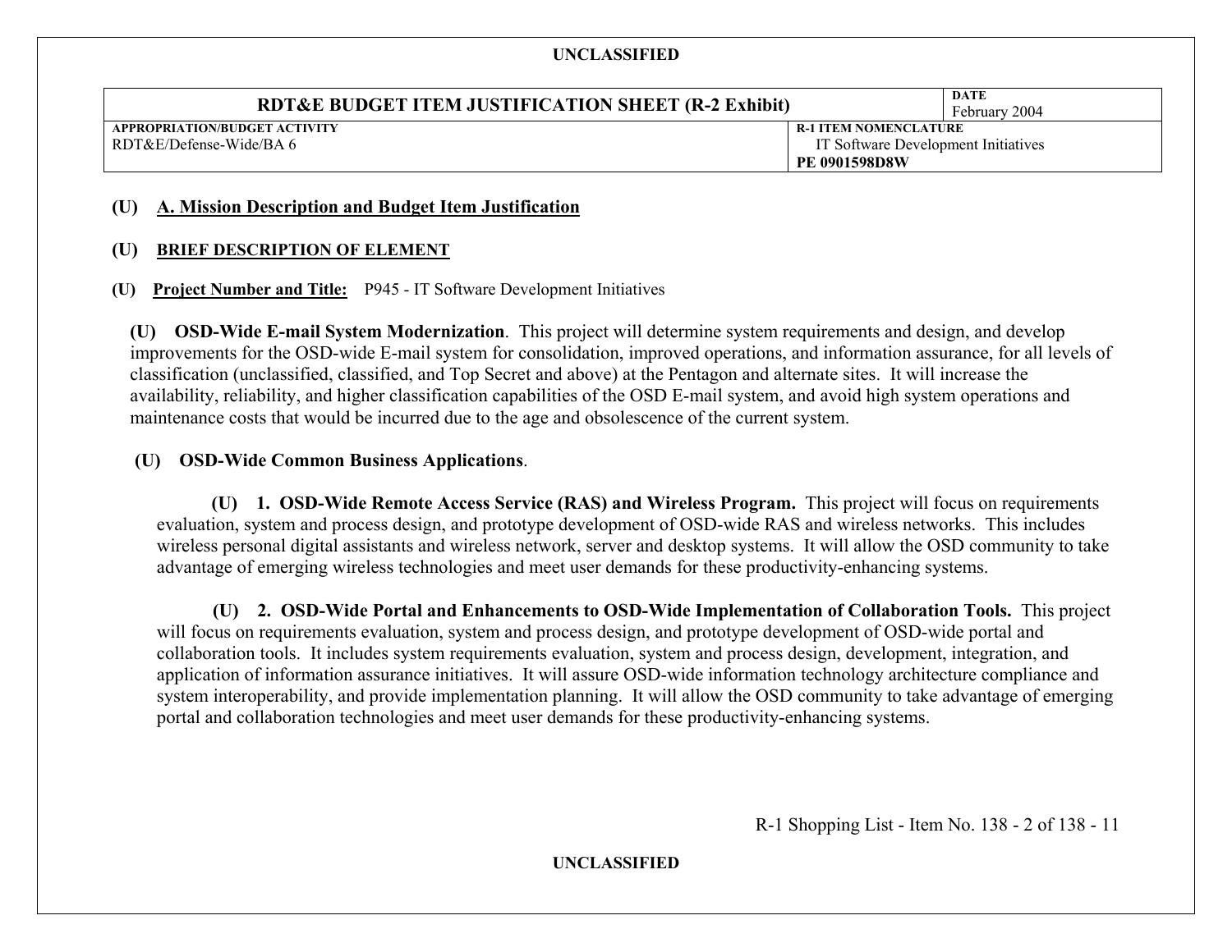UNCLASSIFIED

| RDT&E BUDGET ITEM JUSTIFICATION SHEET (R-2 Exhibit) | DATE February 2004 |
|---|---|
| APPROPRIATION/BUDGET ACTIVITY RDT&E/Defense-Wide/BA 6 | R-1 ITEM NOMENCLATURE IT Software Development Initiatives **PE 0901598D8W** |

## (U) A. Mission Description and Budget Item Justification

### (U) BRIEF DESCRIPTION OF ELEMENT

**(U) Project Number and Title:** P945 - IT Software Development Initiatives

**(U) OSD-Wide E-mail System Modernization**. This project will determine system requirements and design, and develop improvements for the OSD-wide E-mail system for consolidation, improved operations, and information assurance, for all levels of classification (unclassified, classified, and Top Secret and above) at the Pentagon and alternate sites. It will increase the availability, reliability, and higher classification capabilities of the OSD E-mail system, and avoid high system operations and maintenance costs that would be incurred due to the age and obsolescence of the current system.

**(U) OSD-Wide Common Business Applications**.

**(U) 1. OSD-Wide Remote Access Service (RAS) and Wireless Program.** This project will focus on requirements evaluation, system and process design, and prototype development of OSD-wide RAS and wireless networks. This includes wireless personal digital assistants and wireless network, server and desktop systems. It will allow the OSD community to take advantage of emerging wireless technologies and meet user demands for these productivity-enhancing systems.

**(U) 2. OSD-Wide Portal and Enhancements to OSD-Wide Implementation of Collaboration Tools.** This project will focus on requirements evaluation, system and process design, and prototype development of OSD-wide portal and collaboration tools. It includes system requirements evaluation, system and process design, development, integration, and application of information assurance initiatives. It will assure OSD-wide information technology architecture compliance and system interoperability, and provide implementation planning. It will allow the OSD community to take advantage of emerging portal and collaboration technologies and meet user demands for these productivity-enhancing systems.

R-1 Shopping List - Item No. 138 - 2 of 138 - 11

UNCLASSIFIED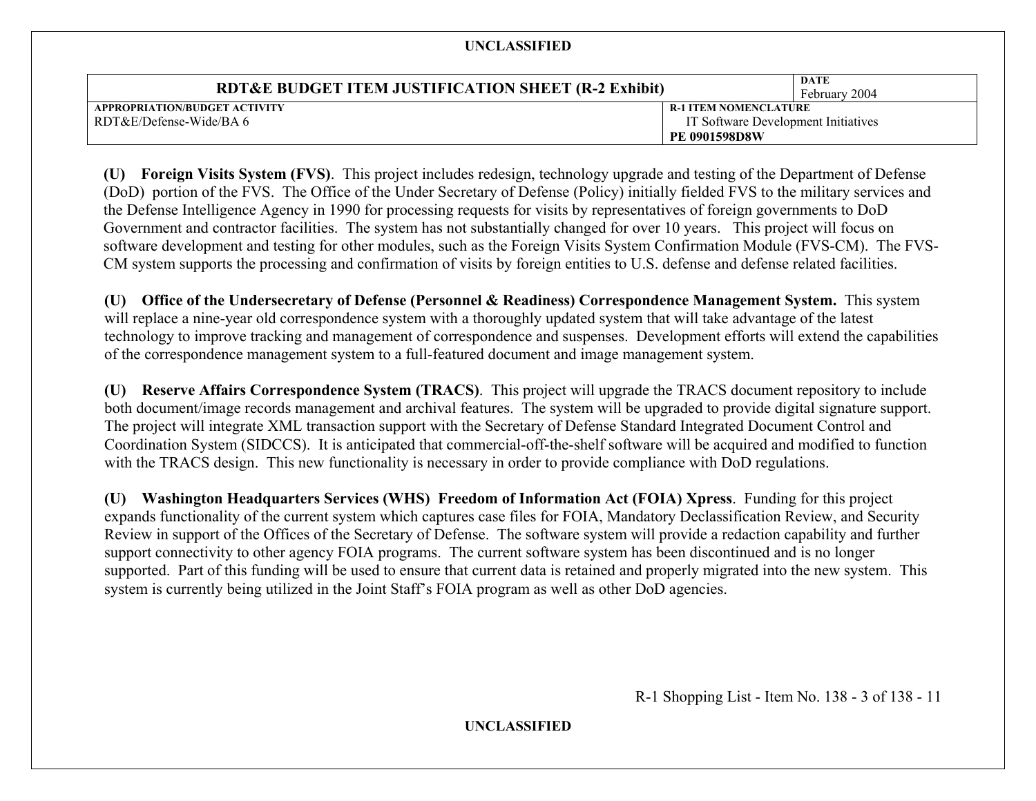**UNCLASSIFIED**

| RDT&E BUDGET ITEM JUSTIFICATION SHEET (R-2 Exhibit) | DATE<br>February 2004 |
| --- | --- |
| APPROPRIATION/BUDGET ACTIVITY<br>RDT&E/Defense-Wide/BA 6 | R-1 ITEM NOMENCLATURE<br>IT Software Development Initiatives<br>PE 0901598D8W |

**(U) Foreign Visits System (FVS)**. This project includes redesign, technology upgrade and testing of the Department of Defense (DoD) portion of the FVS. The Office of the Under Secretary of Defense (Policy) initially fielded FVS to the military services and the Defense Intelligence Agency in 1990 for processing requests for visits by representatives of foreign governments to DoD Government and contractor facilities. The system has not substantially changed for over 10 years. This project will focus on software development and testing for other modules, such as the Foreign Visits System Confirmation Module (FVS-CM). The FVS-CM system supports the processing and confirmation of visits by foreign entities to U.S. defense and defense related facilities.

**(U) Office of the Undersecretary of Defense (Personnel & Readiness) Correspondence Management System.** This system will replace a nine-year old correspondence system with a thoroughly updated system that will take advantage of the latest technology to improve tracking and management of correspondence and suspenses. Development efforts will extend the capabilities of the correspondence management system to a full-featured document and image management system.

**(U) Reserve Affairs Correspondence System (TRACS)**. This project will upgrade the TRACS document repository to include both document/image records management and archival features. The system will be upgraded to provide digital signature support. The project will integrate XML transaction support with the Secretary of Defense Standard Integrated Document Control and Coordination System (SIDCCS). It is anticipated that commercial-off-the-shelf software will be acquired and modified to function with the TRACS design. This new functionality is necessary in order to provide compliance with DoD regulations.

**(U) Washington Headquarters Services (WHS) Freedom of Information Act (FOIA) Xpress**. Funding for this project expands functionality of the current system which captures case files for FOIA, Mandatory Declassification Review, and Security Review in support of the Offices of the Secretary of Defense. The software system will provide a redaction capability and further support connectivity to other agency FOIA programs. The current software system has been discontinued and is no longer supported. Part of this funding will be used to ensure that current data is retained and properly migrated into the new system. This system is currently being utilized in the Joint Staff's FOIA program as well as other DoD agencies.

R-1 Shopping List - Item No. 138 - 3 of 138 - 11

**UNCLASSIFIED**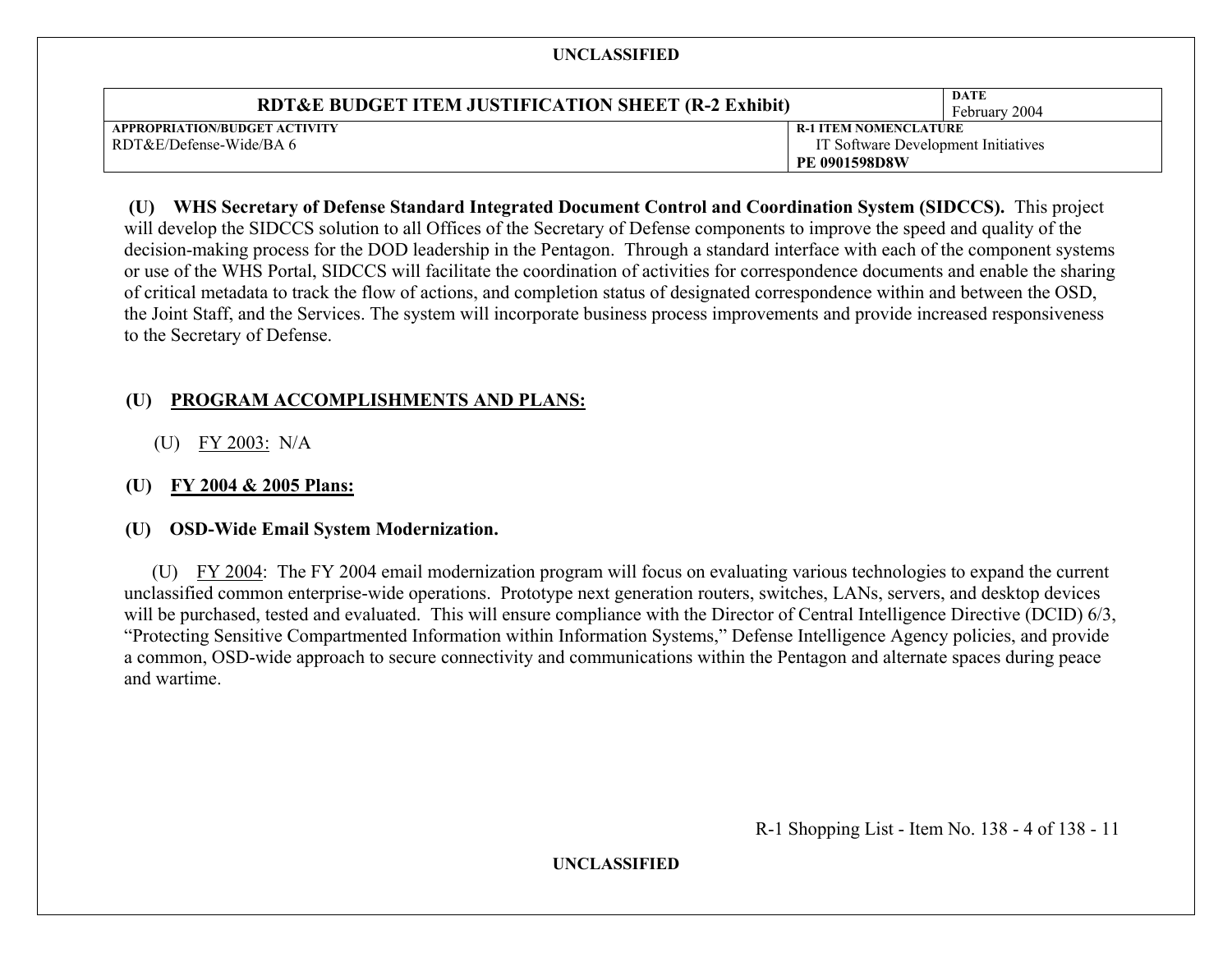| RDT&E BUDGET ITEM JUSTIFICATION SHEET (R-2 Exhibit) | DATE February 2004 |
|---|---|
| APPROPRIATION/BUDGET ACTIVITY RDT&E/Defense-Wide/BA 6 | R-1 ITEM NOMENCLATURE IT Software Development Initiatives PE 0901598D8W |

**(U) WHS Secretary of Defense Standard Integrated Document Control and Coordination System (SIDCCS).** This project will develop the SIDCCS solution to all Offices of the Secretary of Defense components to improve the speed and quality of the decision-making process for the DOD leadership in the Pentagon. Through a standard interface with each of the component systems or use of the WHS Portal, SIDCCS will facilitate the coordination of activities for correspondence documents and enable the sharing of critical metadata to track the flow of actions, and completion status of designated correspondence within and between the OSD, the Joint Staff, and the Services. The system will incorporate business process improvements and provide increased responsiveness to the Secretary of Defense.

**(U) PROGRAM ACCOMPLISHMENTS AND PLANS:**

(U) FY 2003: N/A

**(U) FY 2004 & 2005 Plans:**

**(U) OSD-Wide Email System Modernization.**

(U) FY 2004: The FY 2004 email modernization program will focus on evaluating various technologies to expand the current unclassified common enterprise-wide operations. Prototype next generation routers, switches, LANs, servers, and desktop devices will be purchased, tested and evaluated. This will ensure compliance with the Director of Central Intelligence Directive (DCID) 6/3, "Protecting Sensitive Compartmented Information within Information Systems," Defense Intelligence Agency policies, and provide a common, OSD-wide approach to secure connectivity and communications within the Pentagon and alternate spaces during peace and wartime.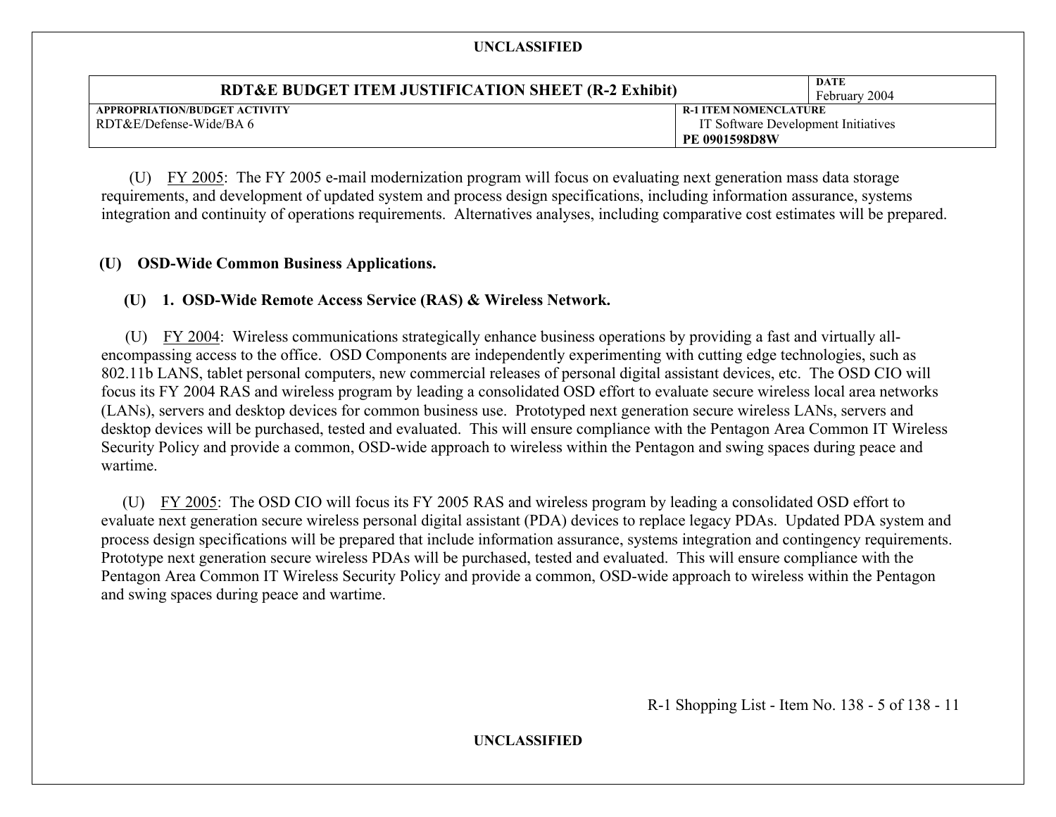| RDT&E BUDGET ITEM JUSTIFICATION SHEET (R-2 Exhibit) | DATE February 2004 |
|---|---|
| APPROPRIATION/BUDGET ACTIVITY RDT&E/Defense-Wide/BA 6 | R-1 ITEM NOMENCLATURE IT Software Development Initiatives PE 0901598D8W |

(U) FY 2005: The FY 2005 e-mail modernization program will focus on evaluating next generation mass data storage requirements, and development of updated system and process design specifications, including information assurance, systems integration and continuity of operations requirements. Alternatives analyses, including comparative cost estimates will be prepared.

**(U) OSD-Wide Common Business Applications.**

**(U) 1. OSD-Wide Remote Access Service (RAS) & Wireless Network.**

(U) FY 2004: Wireless communications strategically enhance business operations by providing a fast and virtually all-encompassing access to the office. OSD Components are independently experimenting with cutting edge technologies, such as 802.11b LANS, tablet personal computers, new commercial releases of personal digital assistant devices, etc. The OSD CIO will focus its FY 2004 RAS and wireless program by leading a consolidated OSD effort to evaluate secure wireless local area networks (LANs), servers and desktop devices for common business use. Prototyped next generation secure wireless LANs, servers and desktop devices will be purchased, tested and evaluated. This will ensure compliance with the Pentagon Area Common IT Wireless Security Policy and provide a common, OSD-wide approach to wireless within the Pentagon and swing spaces during peace and wartime.

(U) FY 2005: The OSD CIO will focus its FY 2005 RAS and wireless program by leading a consolidated OSD effort to evaluate next generation secure wireless personal digital assistant (PDA) devices to replace legacy PDAs. Updated PDA system and process design specifications will be prepared that include information assurance, systems integration and contingency requirements. Prototype next generation secure wireless PDAs will be purchased, tested and evaluated. This will ensure compliance with the Pentagon Area Common IT Wireless Security Policy and provide a common, OSD-wide approach to wireless within the Pentagon and swing spaces during peace and wartime.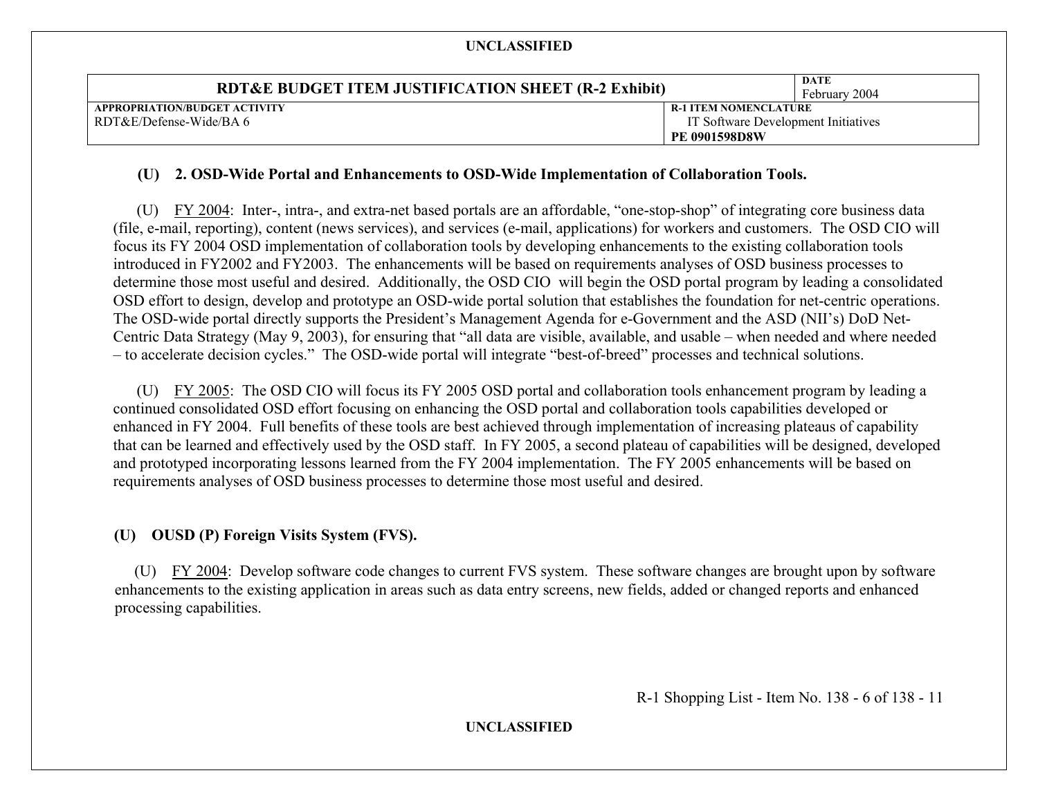| RDT&E BUDGET ITEM JUSTIFICATION SHEET (R-2 Exhibit) | DATE February 2004 |
|---|---|
| APPROPRIATION/BUDGET ACTIVITY RDT&E/Defense-Wide/BA 6 | R-1 ITEM NOMENCLATURE IT Software Development Initiatives PE 0901598D8W |

**(U) 2. OSD-Wide Portal and Enhancements to OSD-Wide Implementation of Collaboration Tools.**

(U) <u>FY 2004</u>: Inter-, intra-, and extra-net based portals are an affordable, "one-stop-shop" of integrating core business data (file, e-mail, reporting), content (news services), and services (e-mail, applications) for workers and customers. The OSD CIO will focus its FY 2004 OSD implementation of collaboration tools by developing enhancements to the existing collaboration tools introduced in FY2002 and FY2003. The enhancements will be based on requirements analyses of OSD business processes to determine those most useful and desired. Additionally, the OSD CIO will begin the OSD portal program by leading a consolidated OSD effort to design, develop and prototype an OSD-wide portal solution that establishes the foundation for net-centric operations. The OSD-wide portal directly supports the President's Management Agenda for e-Government and the ASD (NII's) DoD Net-Centric Data Strategy (May 9, 2003), for ensuring that "all data are visible, available, and usable – when needed and where needed – to accelerate decision cycles." The OSD-wide portal will integrate "best-of-breed" processes and technical solutions.

(U) <u>FY 2005</u>: The OSD CIO will focus its FY 2005 OSD portal and collaboration tools enhancement program by leading a continued consolidated OSD effort focusing on enhancing the OSD portal and collaboration tools capabilities developed or enhanced in FY 2004. Full benefits of these tools are best achieved through implementation of increasing plateaus of capability that can be learned and effectively used by the OSD staff. In FY 2005, a second plateau of capabilities will be designed, developed and prototyped incorporating lessons learned from the FY 2004 implementation. The FY 2005 enhancements will be based on requirements analyses of OSD business processes to determine those most useful and desired.

**(U) OUSD (P) Foreign Visits System (FVS).**

(U) <u>FY 2004</u>: Develop software code changes to current FVS system. These software changes are brought upon by software enhancements to the existing application in areas such as data entry screens, new fields, added or changed reports and enhanced processing capabilities.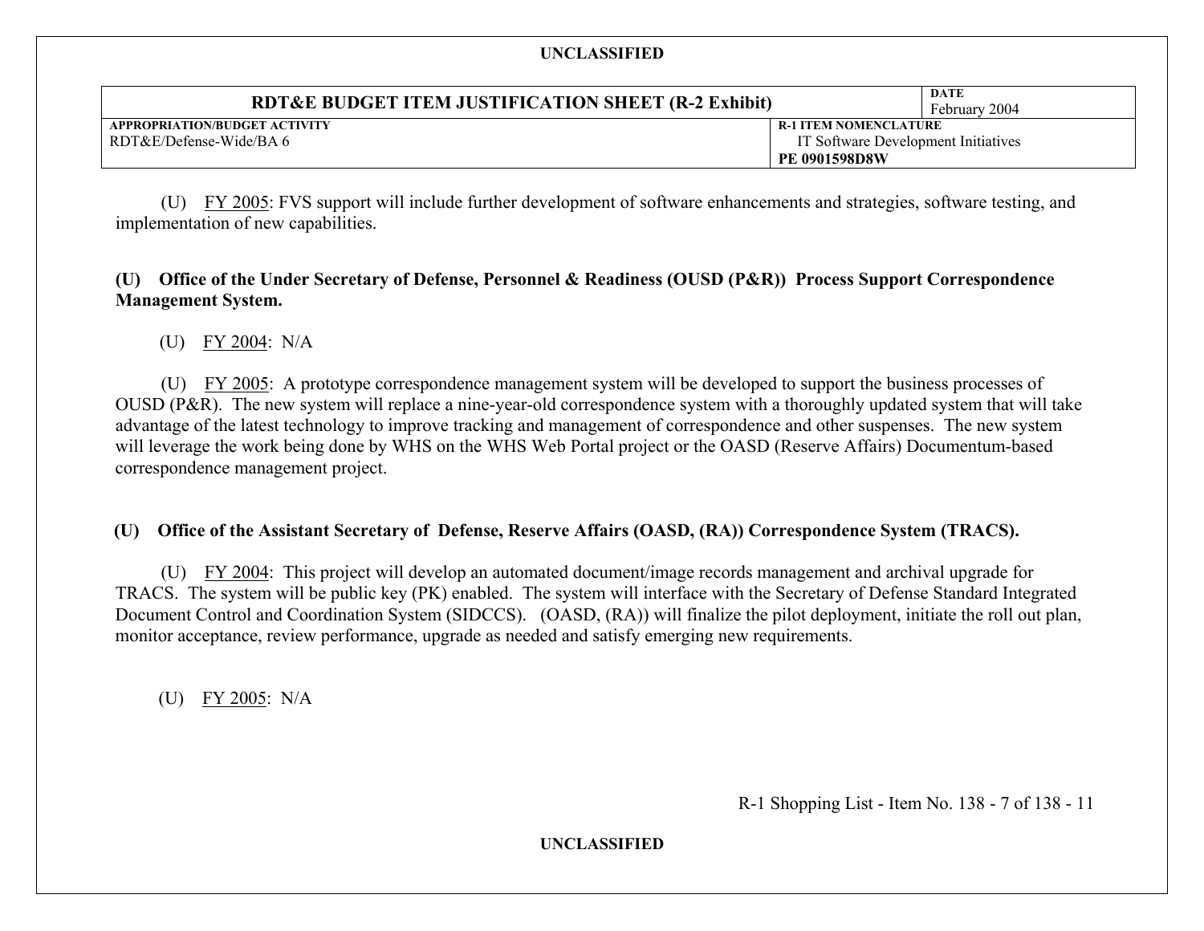| RDT&E BUDGET ITEM JUSTIFICATION SHEET (R-2 Exhibit) | DATE February 2004 |
| --- | --- |
| APPROPRIATION/BUDGET ACTIVITY RDT&E/Defense-Wide/BA 6 | R-1 ITEM NOMENCLATURE IT Software Development Initiatives PE 0901598D8W |

(U) FY 2005: FVS support will include further development of software enhancements and strategies, software testing, and implementation of new capabilities.

**(U) Office of the Under Secretary of Defense, Personnel & Readiness (OUSD (P&R)) Process Support Correspondence Management System.**

(U) FY 2004: N/A

(U) FY 2005: A prototype correspondence management system will be developed to support the business processes of OUSD (P&R). The new system will replace a nine-year-old correspondence system with a thoroughly updated system that will take advantage of the latest technology to improve tracking and management of correspondence and other suspenses. The new system will leverage the work being done by WHS on the WHS Web Portal project or the OASD (Reserve Affairs) Documentum-based correspondence management project.

**(U) Office of the Assistant Secretary of Defense, Reserve Affairs (OASD, (RA)) Correspondence System (TRACS).**

(U) FY 2004: This project will develop an automated document/image records management and archival upgrade for TRACS. The system will be public key (PK) enabled. The system will interface with the Secretary of Defense Standard Integrated Document Control and Coordination System (SIDCCS). (OASD, (RA)) will finalize the pilot deployment, initiate the roll out plan, monitor acceptance, review performance, upgrade as needed and satisfy emerging new requirements.

(U) FY 2005: N/A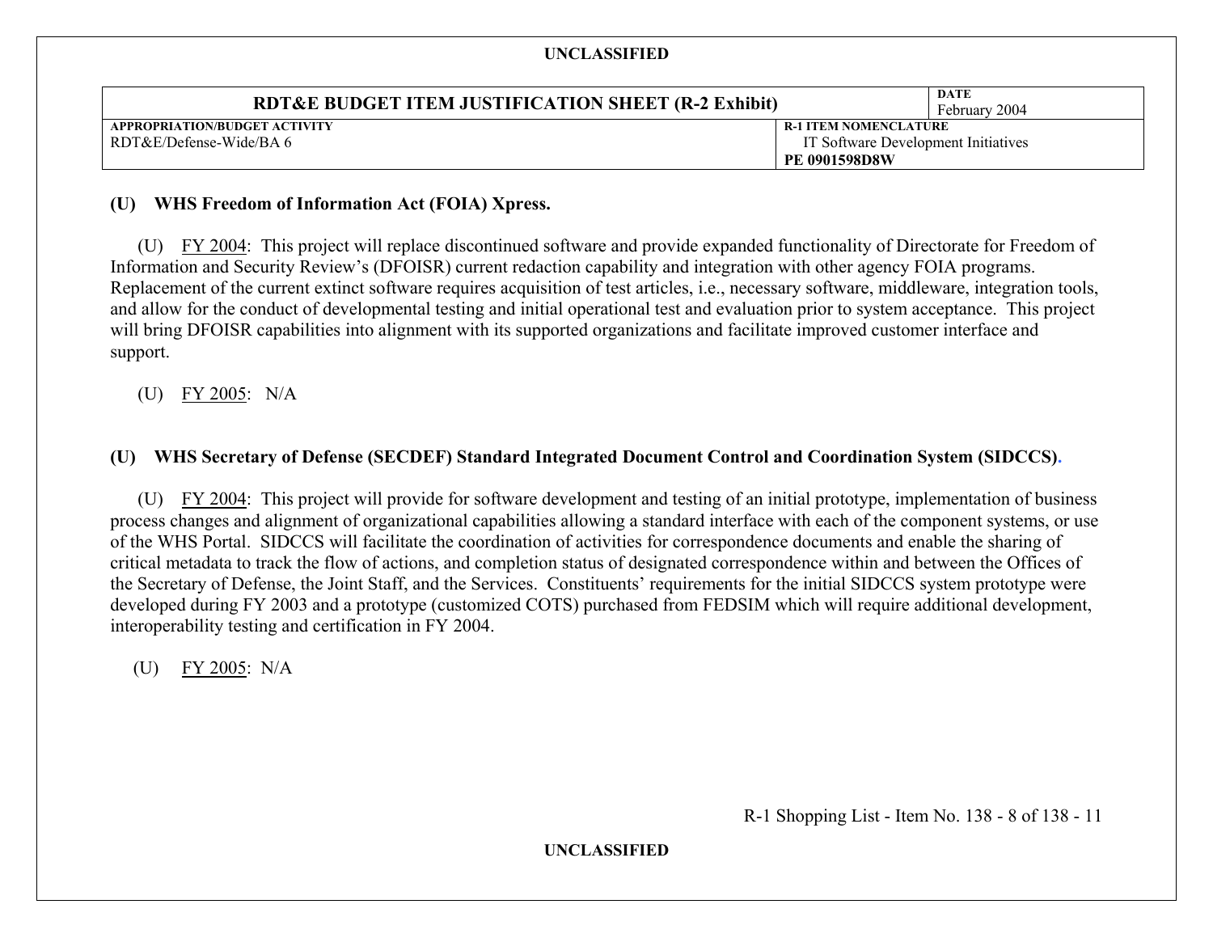UNCLASSIFIED

| RDT&E BUDGET ITEM JUSTIFICATION SHEET (R-2 Exhibit) | DATE February 2004 |
|---|---|
| APPROPRIATION/BUDGET ACTIVITY RDT&E/Defense-Wide/BA 6 | R-1 ITEM NOMENCLATURE IT Software Development Initiatives **PE 0901598D8W** |

**(U) WHS Freedom of Information Act (FOIA) Xpress.**

(U) FY 2004: This project will replace discontinued software and provide expanded functionality of Directorate for Freedom of Information and Security Review's (DFOISR) current redaction capability and integration with other agency FOIA programs. Replacement of the current extinct software requires acquisition of test articles, i.e., necessary software, middleware, integration tools, and allow for the conduct of developmental testing and initial operational test and evaluation prior to system acceptance. This project will bring DFOISR capabilities into alignment with its supported organizations and facilitate improved customer interface and support.

(U) FY 2005: N/A

**(U) WHS Secretary of Defense (SECDEF) Standard Integrated Document Control and Coordination System (SIDCCS).**

(U) FY 2004: This project will provide for software development and testing of an initial prototype, implementation of business process changes and alignment of organizational capabilities allowing a standard interface with each of the component systems, or use of the WHS Portal. SIDCCS will facilitate the coordination of activities for correspondence documents and enable the sharing of critical metadata to track the flow of actions, and completion status of designated correspondence within and between the Offices of the Secretary of Defense, the Joint Staff, and the Services. Constituents' requirements for the initial SIDCCS system prototype were developed during FY 2003 and a prototype (customized COTS) purchased from FEDSIM which will require additional development, interoperability testing and certification in FY 2004.

(U) FY 2005: N/A

R-1 Shopping List - Item No. 138 - 8 of 138 - 11

UNCLASSIFIED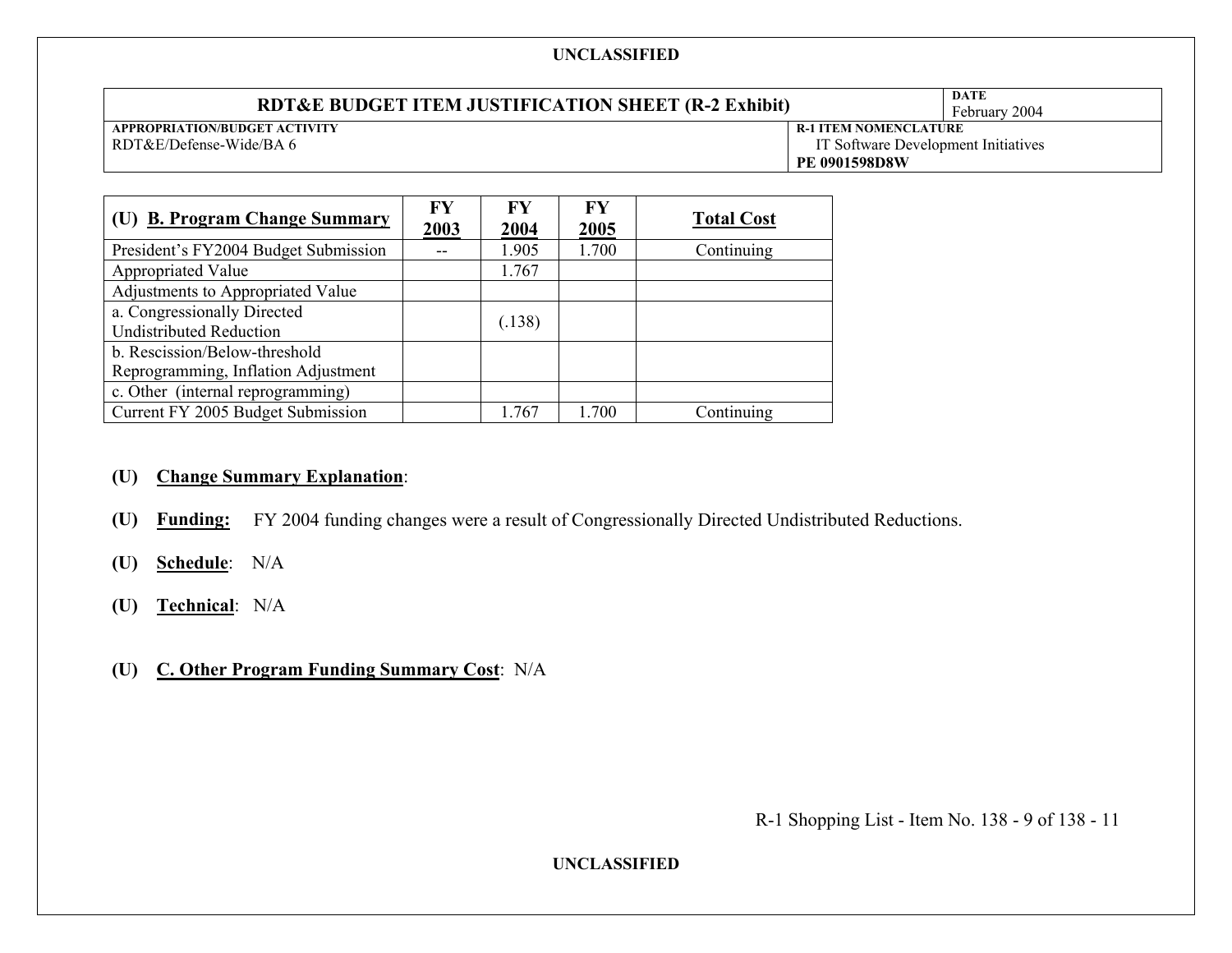UNCLASSIFIED

| RDT&E BUDGET ITEM JUSTIFICATION SHEET (R-2 Exhibit) | DATE February 2004 |
|---|---|
| APPROPRIATION/BUDGET ACTIVITY RDT&E/Defense-Wide/BA 6 | R-1 ITEM NOMENCLATURE IT Software Development Initiatives PE 0901598D8W |

| (U) **B. Program Change Summary** | FY 2003 | FY 2004 | FY 2005 | Total Cost |
|---|---|---|---|---|
| President's FY2004 Budget Submission | -- | 1.905 | 1.700 | Continuing |
| Appropriated Value | | 1.767 | | |
| Adjustments to Appropriated Value | | | | |
| a. Congressionally Directed Undistributed Reduction | | (.138) | | |
| b. Rescission/Below-threshold Reprogramming, Inflation Adjustment | | | | |
| c. Other (internal reprogramming) | | | | |
| Current FY 2005 Budget Submission | | 1.767 | 1.700 | Continuing |

**(U) Change Summary Explanation**:

**(U) Funding:** FY 2004 funding changes were a result of Congressionally Directed Undistributed Reductions.

**(U) Schedule**: N/A

**(U) Technical**: N/A

**(U) C. Other Program Funding Summary Cost**: N/A

UNCLASSIFIED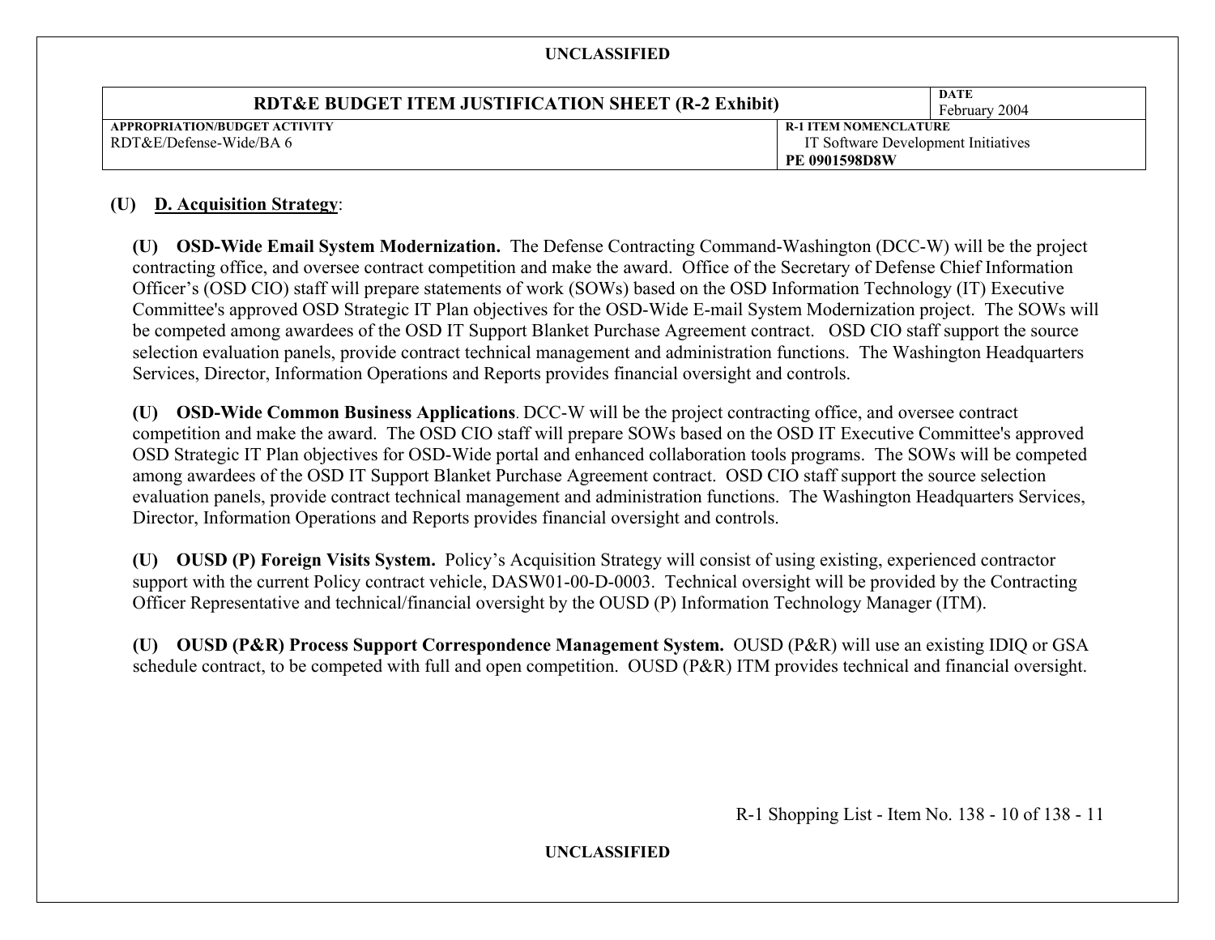UNCLASSIFIED

| RDT&E BUDGET ITEM JUSTIFICATION SHEET (R-2 Exhibit) | DATE February 2004 |
|---|---|
| APPROPRIATION/BUDGET ACTIVITY RDT&E/Defense-Wide/BA 6 | R-1 ITEM NOMENCLATURE IT Software Development Initiatives PE 0901598D8W |

**(U) D. Acquisition Strategy**:

**(U) OSD-Wide Email System Modernization.** The Defense Contracting Command-Washington (DCC-W) will be the project contracting office, and oversee contract competition and make the award. Office of the Secretary of Defense Chief Information Officer's (OSD CIO) staff will prepare statements of work (SOWs) based on the OSD Information Technology (IT) Executive Committee's approved OSD Strategic IT Plan objectives for the OSD-Wide E-mail System Modernization project. The SOWs will be competed among awardees of the OSD IT Support Blanket Purchase Agreement contract. OSD CIO staff support the source selection evaluation panels, provide contract technical management and administration functions. The Washington Headquarters Services, Director, Information Operations and Reports provides financial oversight and controls.

**(U) OSD-Wide Common Business Applications**. DCC-W will be the project contracting office, and oversee contract competition and make the award. The OSD CIO staff will prepare SOWs based on the OSD IT Executive Committee's approved OSD Strategic IT Plan objectives for OSD-Wide portal and enhanced collaboration tools programs. The SOWs will be competed among awardees of the OSD IT Support Blanket Purchase Agreement contract. OSD CIO staff support the source selection evaluation panels, provide contract technical management and administration functions. The Washington Headquarters Services, Director, Information Operations and Reports provides financial oversight and controls.

**(U) OUSD (P) Foreign Visits System.** Policy's Acquisition Strategy will consist of using existing, experienced contractor support with the current Policy contract vehicle, DASW01-00-D-0003. Technical oversight will be provided by the Contracting Officer Representative and technical/financial oversight by the OUSD (P) Information Technology Manager (ITM).

**(U) OUSD (P&R) Process Support Correspondence Management System.** OUSD (P&R) will use an existing IDIQ or GSA schedule contract, to be competed with full and open competition. OUSD (P&R) ITM provides technical and financial oversight.

R-1 Shopping List - Item No. 138 - 10 of 138 - 11

UNCLASSIFIED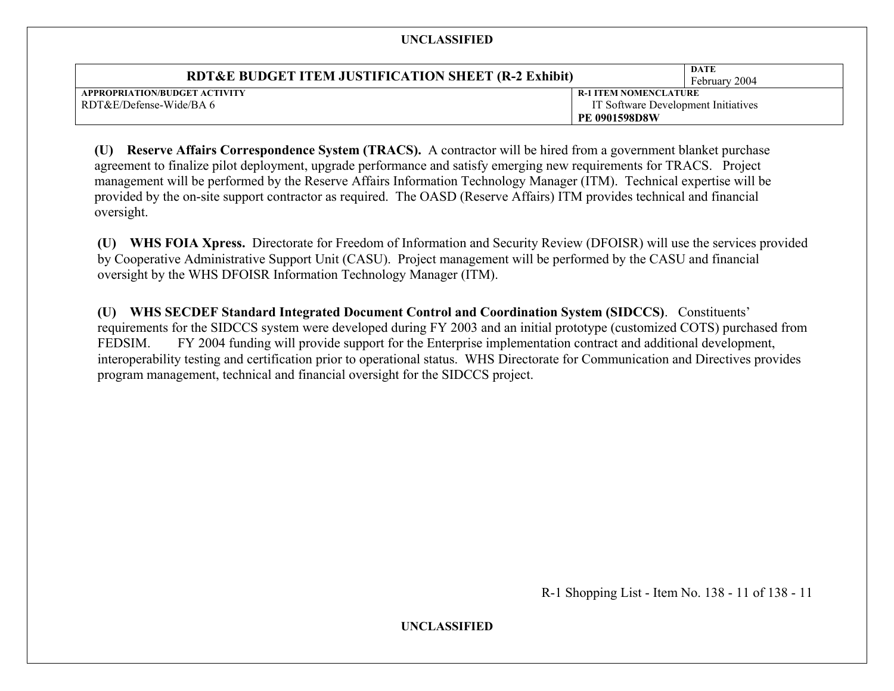| RDT&E BUDGET ITEM JUSTIFICATION SHEET (R-2 Exhibit) | DATE February 2004 |
|---|---|
| APPROPRIATION/BUDGET ACTIVITY RDT&E/Defense-Wide/BA 6 | R-1 ITEM NOMENCLATURE IT Software Development Initiatives PE 0901598D8W |

**(U) Reserve Affairs Correspondence System (TRACS).** A contractor will be hired from a government blanket purchase agreement to finalize pilot deployment, upgrade performance and satisfy emerging new requirements for TRACS. Project management will be performed by the Reserve Affairs Information Technology Manager (ITM). Technical expertise will be provided by the on-site support contractor as required. The OASD (Reserve Affairs) ITM provides technical and financial oversight.

**(U) WHS FOIA Xpress.** Directorate for Freedom of Information and Security Review (DFOISR) will use the services provided by Cooperative Administrative Support Unit (CASU). Project management will be performed by the CASU and financial oversight by the WHS DFOISR Information Technology Manager (ITM).

**(U) WHS SECDEF Standard Integrated Document Control and Coordination System (SIDCCS)**. Constituents' requirements for the SIDCCS system were developed during FY 2003 and an initial prototype (customized COTS) purchased from FEDSIM. FY 2004 funding will provide support for the Enterprise implementation contract and additional development, interoperability testing and certification prior to operational status. WHS Directorate for Communication and Directives provides program management, technical and financial oversight for the SIDCCS project.